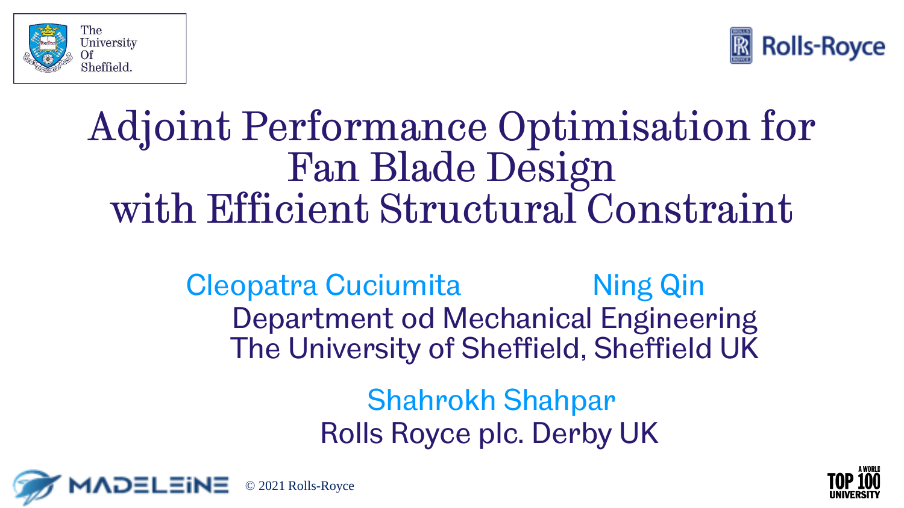The University Of Sheffield.

Rolls-Royce

# Adjoint Performance Optimisation for Fan Blade Design with Efficient Structural Constraint

Cleopatra Cuciumita Ning Qin

Department od Mechanical Engineering
The University of Sheffield, Sheffield UK

Shahrokh Shahpar

Rolls Royce plc. Derby UK

MADELEINE © 2021 Rolls-Royce

A WORLD TOP 100 UNIVERSITY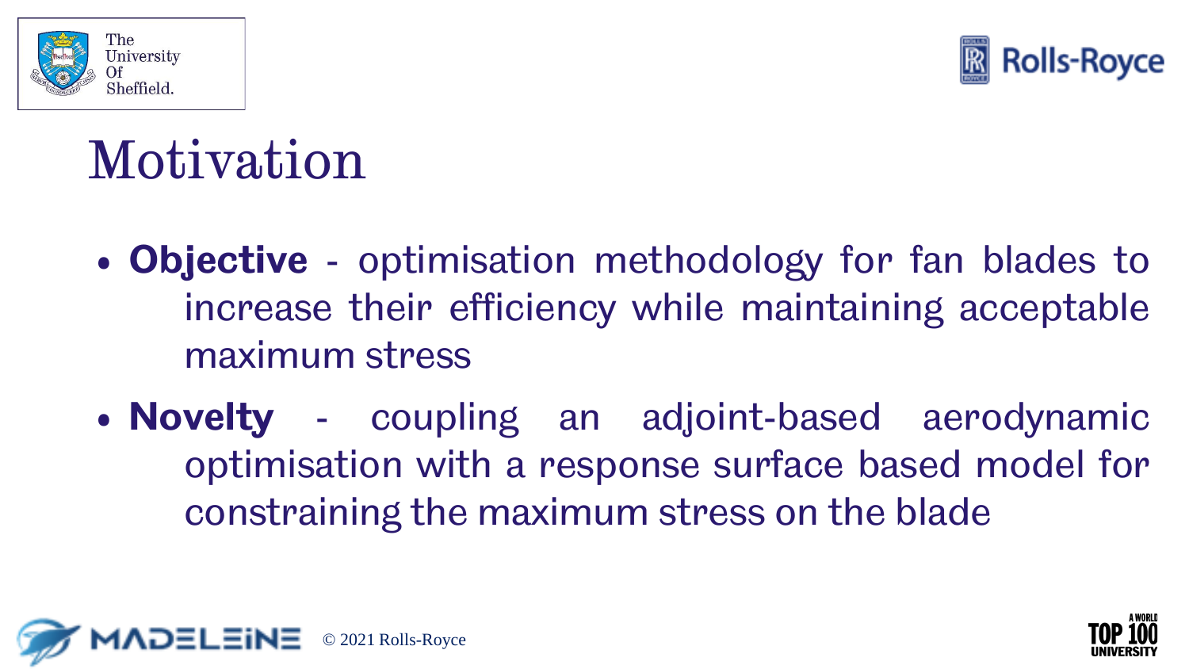# Motivation

- **Objective** - optimisation methodology for fan blades to increase their efficiency while maintaining acceptable maximum stress
- **Novelty** - coupling an adjoint-based aerodynamic optimisation with a response surface based model for constraining the maximum stress on the blade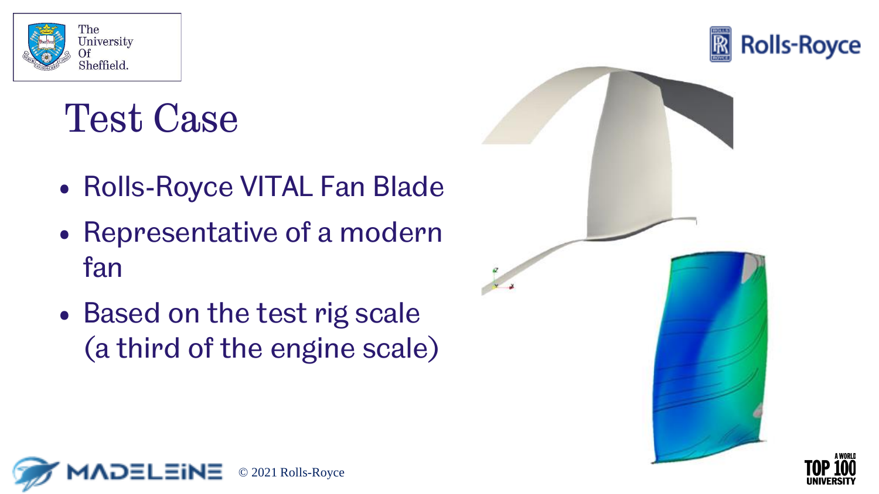# Test Case

- Rolls-Royce VITAL Fan Blade
- Representative of a modern fan
- Based on the test rig scale (a third of the engine scale)

© 2021 Rolls-Royce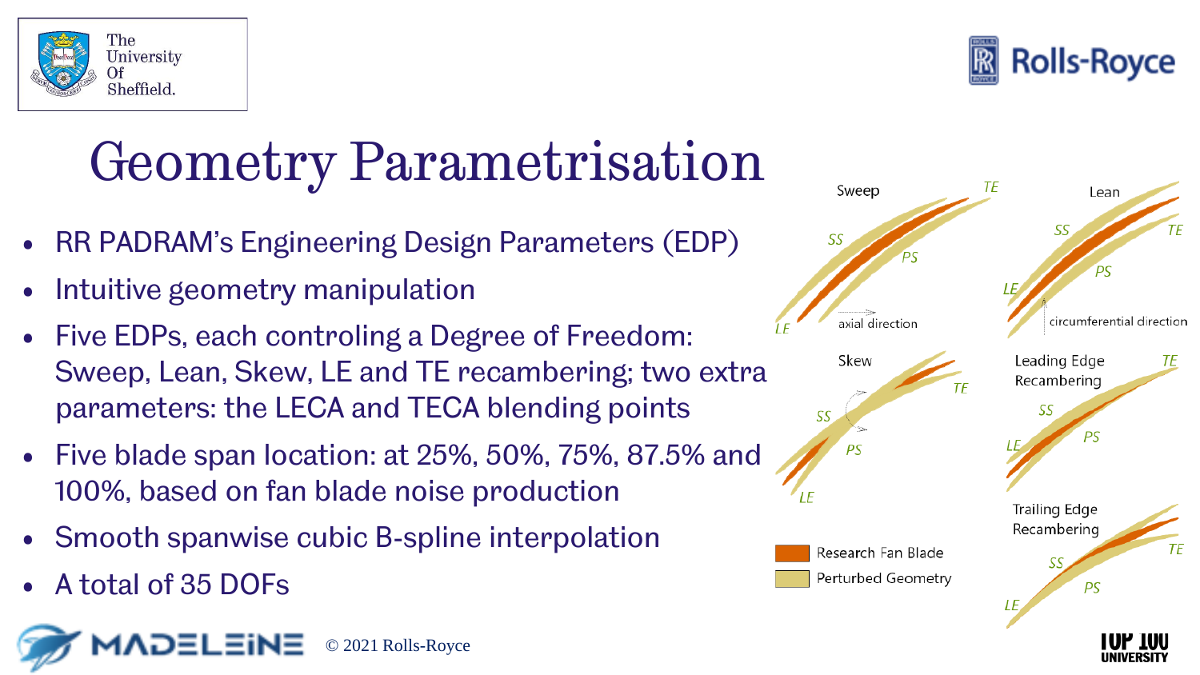# Geometry Parametrisation

- RR PADRAM’s Engineering Design Parameters (EDP)
- Intuitive geometry manipulation
- Five EDPs, each controling a Degree of Freedom: Sweep, Lean, Skew, LE and TE recambering; two extra parameters: the LECA and TECA blending points
- Five blade span location: at 25%, 50%, 75%, 87.5% and 100%, based on fan blade noise production
- Smooth spanwise cubic B-spline interpolation
- A total of 35 DOFs

Sweep — SS, PS, LE, TE, axial direction

Lean — SS, PS, LE, TE, circumferential direction

Skew — SS, PS, LE, TE

Leading Edge Recambering — SS, PS, LE, TE

Trailing Edge Recambering — SS, PS, LE, TE

Research Fan Blade

Perturbed Geometry

© 2021 Rolls-Royce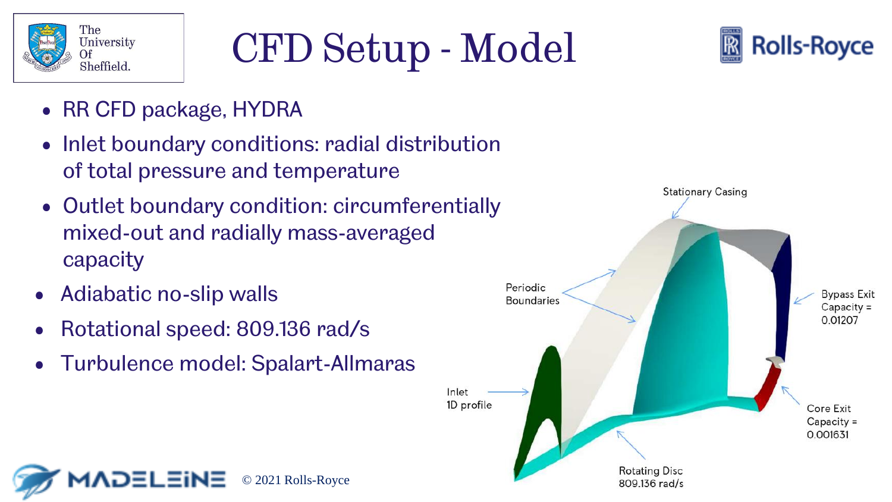# CFD Setup - Model

- RR CFD package, HYDRA
- Inlet boundary conditions: radial distribution of total pressure and temperature
- Outlet boundary condition: circumferentially mixed-out and radially mass-averaged capacity
- Adiabatic no-slip walls
- Rotational speed: 809.136 rad/s
- Turbulence model: Spalart-Allmaras

Stationary Casing

Periodic Boundaries

Bypass Exit Capacity = 0.01207

Inlet 1D profile

Core Exit Capacity = 0.001631

Rotating Disc 809.136 rad/s

© 2021 Rolls-Royce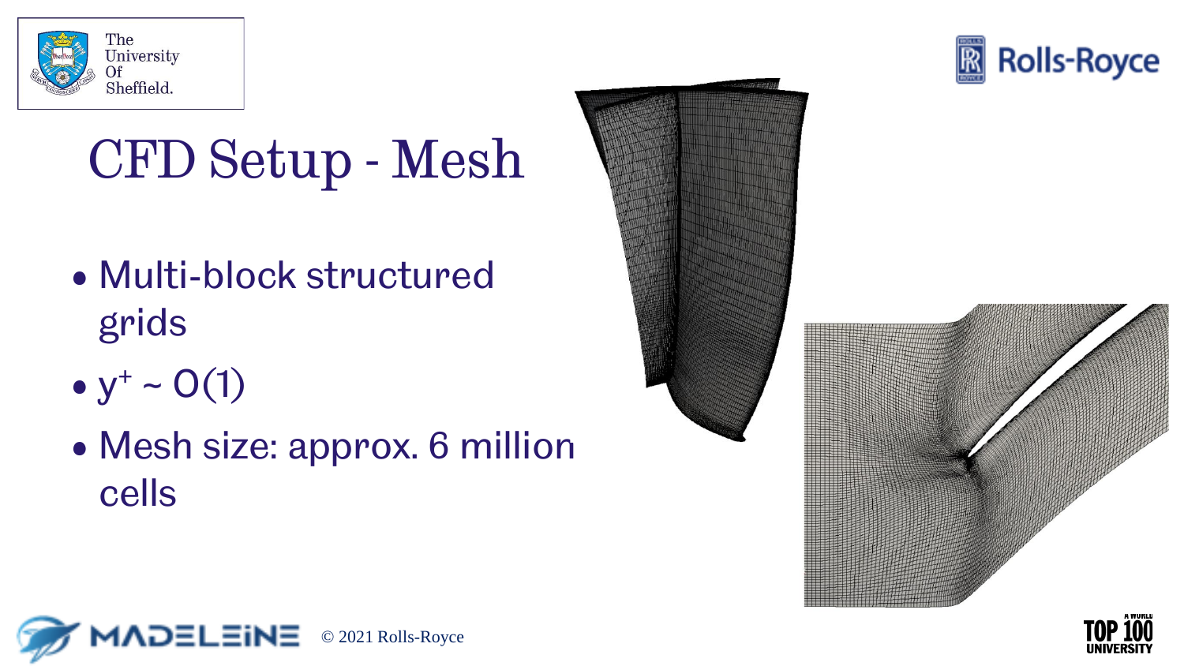# CFD Setup - Mesh

- Multi-block structured grids
- $y^+ \sim O(1)$
- Mesh size: approx. 6 million cells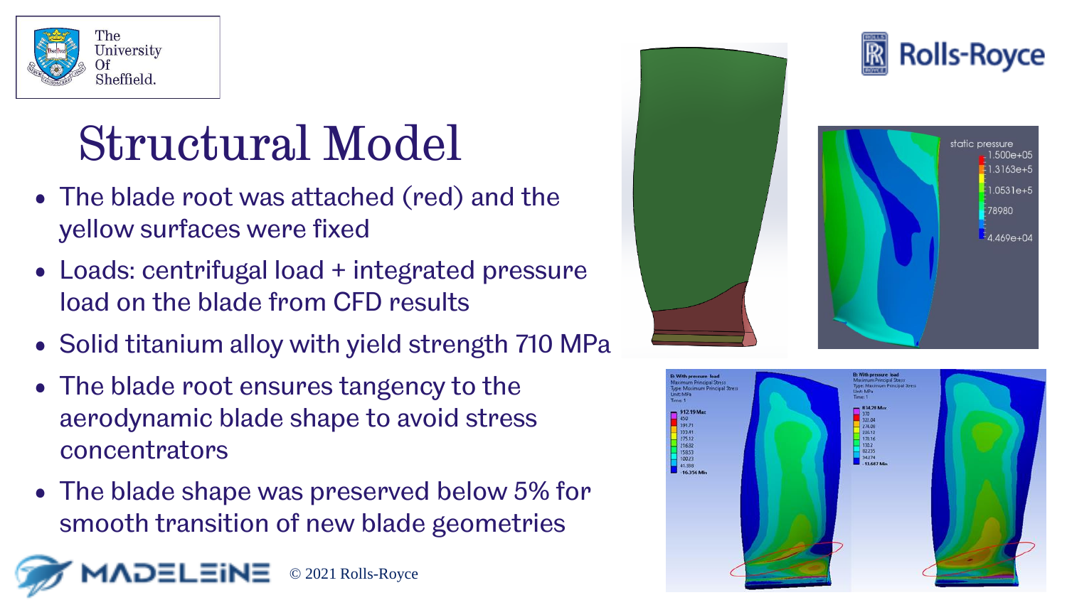# Structural Model

- The blade root was attached (red) and the yellow surfaces were fixed
- Loads: centrifugal load + integrated pressure load on the blade from CFD results
- Solid titanium alloy with yield strength 710 MPa
- The blade root ensures tangency to the aerodynamic blade shape to avoid stress concentrators
- The blade shape was preserved below 5% for smooth transition of new blade geometries

© 2021 Rolls-Royce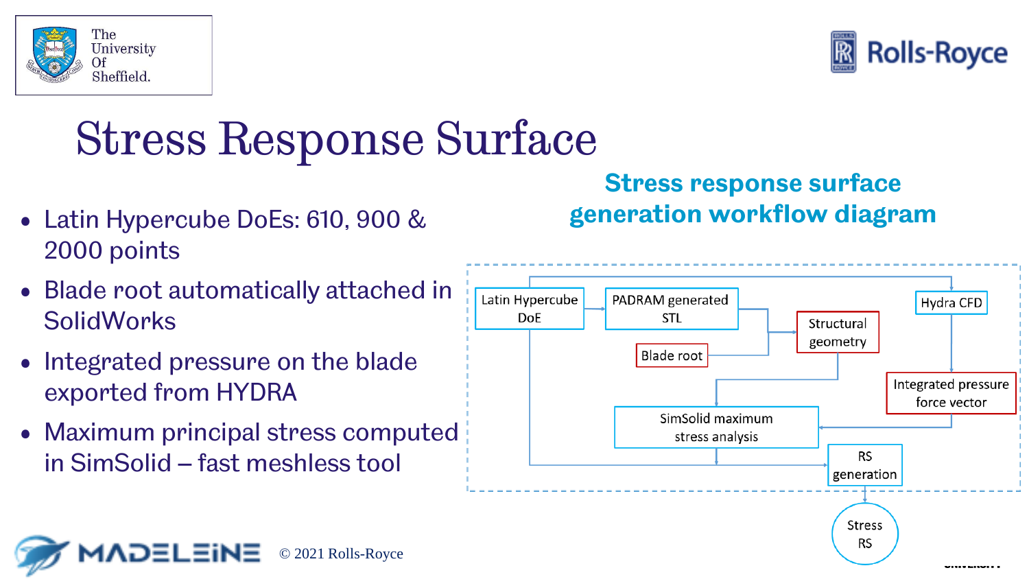# Stress Response Surface

- Latin Hypercube DoEs: 610, 900 & 2000 points
- Blade root automatically attached in SolidWorks
- Integrated pressure on the blade exported from HYDRA
- Maximum principal stress computed in SimSolid – fast meshless tool

## Stress response surface generation workflow diagram

Latin Hypercube DoE

PADRAM generated STL

Blade root

Structural geometry

Hydra CFD

Integrated pressure force vector

SimSolid maximum stress analysis

RS generation

Stress RS

© 2021 Rolls-Royce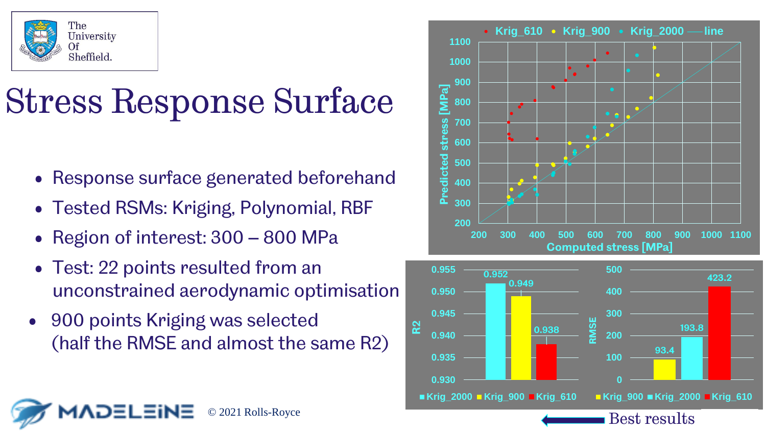# Stress Response Surface

- Response surface generated beforehand
- Tested RSMs: Kriging, Polynomial, RBF
- Region of interest: 300 – 800 MPa
- Test: 22 points resulted from an unconstrained aerodynamic optimisation
- 900 points Kriging was selected (half the RMSE and almost the same R2)

| | Krig_2000 | Krig_900 | Krig_610 |
|---|---|---|---|
| R2 | 0.952 | 0.949 | 0.938 |
| RMSE | 193.8 | 93.4 | 423.2 |

Best results

© 2021 Rolls-Royce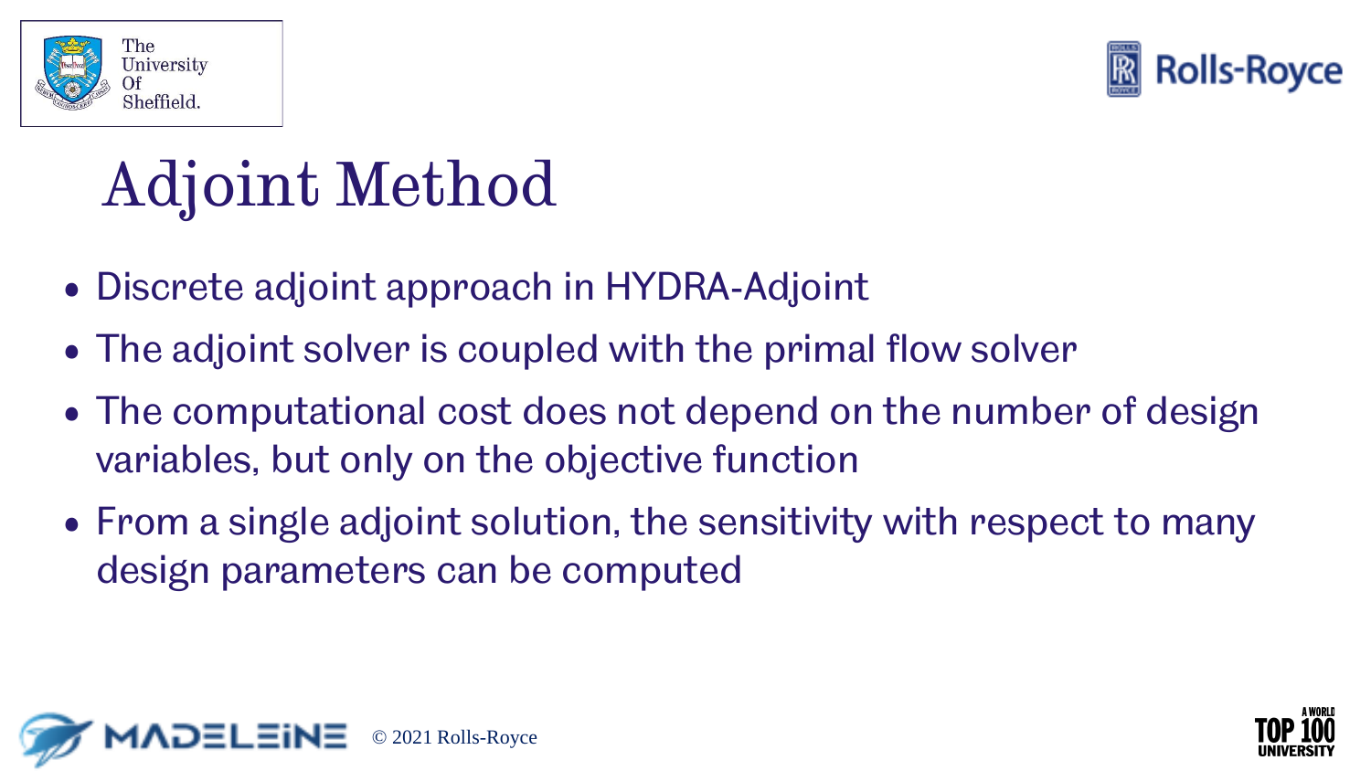# Adjoint Method

- Discrete adjoint approach in HYDRA-Adjoint
- The adjoint solver is coupled with the primal flow solver
- The computational cost does not depend on the number of design variables, but only on the objective function
- From a single adjoint solution, the sensitivity with respect to many design parameters can be computed

© 2021 Rolls-Royce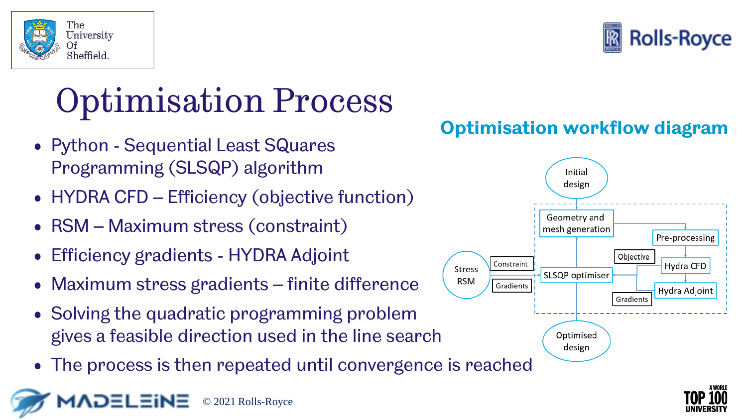# Optimisation Process

- Python - Sequential Least SQuares Programming (SLSQP) algorithm
- HYDRA CFD – Efficiency (objective function)
- RSM – Maximum stress (constraint)
- Efficiency gradients - HYDRA Adjoint
- Maximum stress gradients – finite difference
- Solving the quadratic programming problem gives a feasible direction used in the line search
- The process is then repeated until convergence is reached

## Optimisation workflow diagram

Initial design → Geometry and mesh generation → Pre-processing → Hydra CFD / Hydra Adjoint → Objective / Gradients → SLSQP optimiser ← Constraint / Gradients ← Stress RSM → Optimised design

© 2021 Rolls-Royce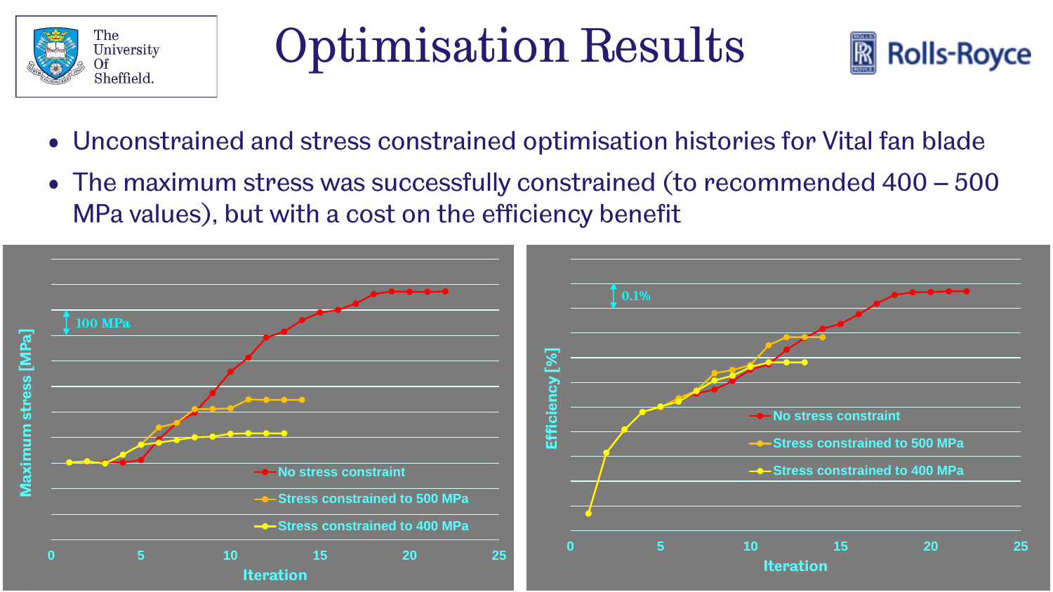# Optimisation Results

- Unconstrained and stress constrained optimisation histories for Vital fan blade
- The maximum stress was successfully constrained (to recommended 400 – 500 MPa values), but with a cost on the efficiency benefit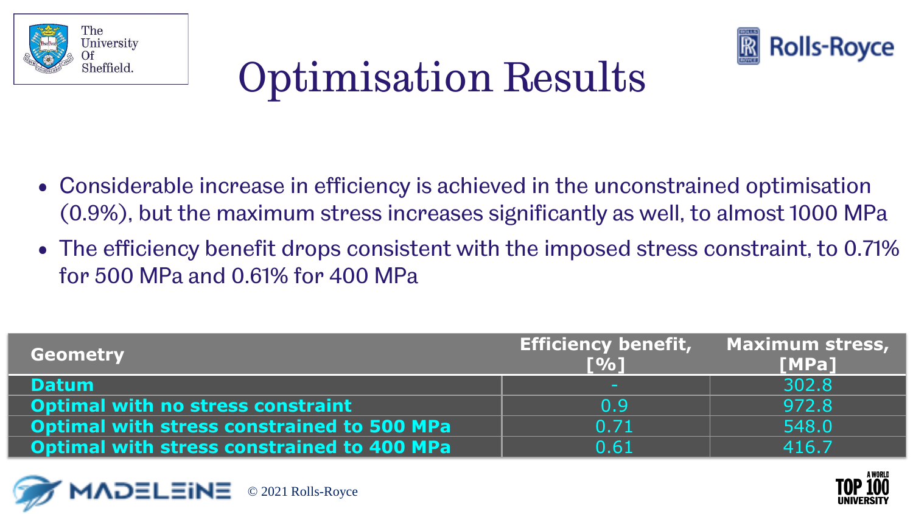# Optimisation Results

- Considerable increase in efficiency is achieved in the unconstrained optimisation (0.9%), but the maximum stress increases significantly as well, to almost 1000 MPa
- The efficiency benefit drops consistent with the imposed stress constraint, to 0.71% for 500 MPa and 0.61% for 400 MPa

| Geometry | Efficiency benefit, [%] | Maximum stress, [MPa] |
|---|---|---|
| Datum | - | 302.8 |
| Optimal with no stress constraint | 0.9 | 972.8 |
| Optimal with stress constrained to 500 MPa | 0.71 | 548.0 |
| Optimal with stress constrained to 400 MPa | 0.61 | 416.7 |

© 2021 Rolls-Royce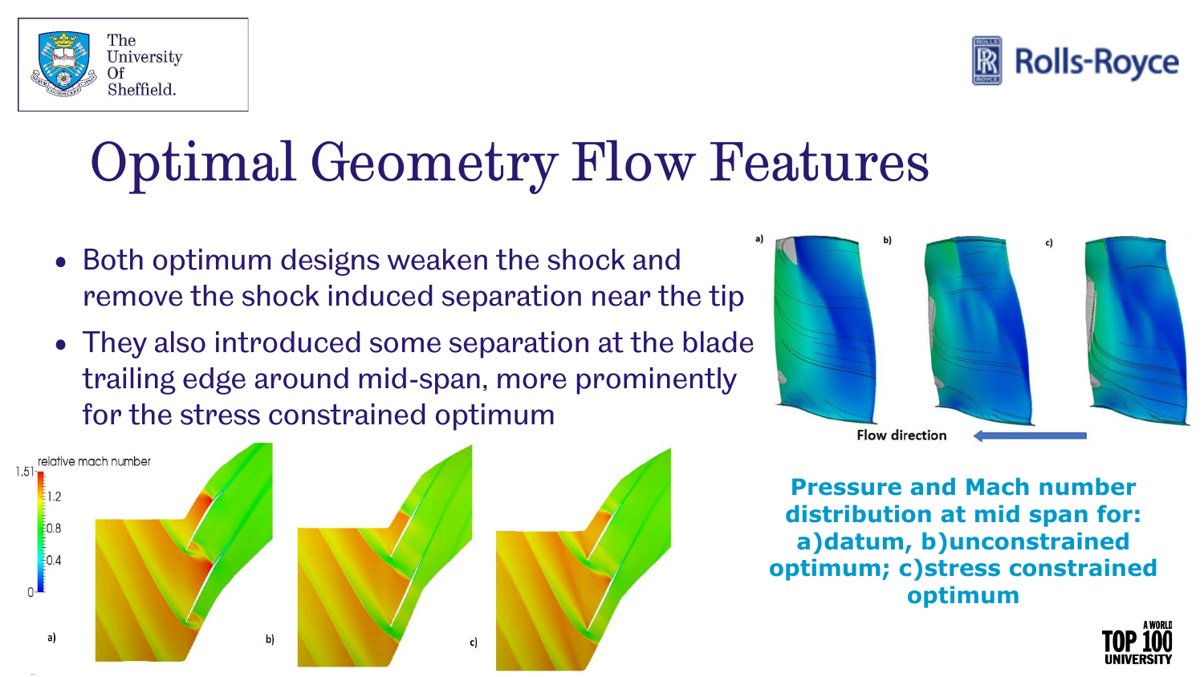# Optimal Geometry Flow Features

- Both optimum designs weaken the shock and remove the shock induced separation near the tip
- They also introduced some separation at the blade trailing edge around mid-span, more prominently for the stress constrained optimum

**Pressure and Mach number distribution at mid span for: a)datum, b)unconstrained optimum; c)stress constrained optimum**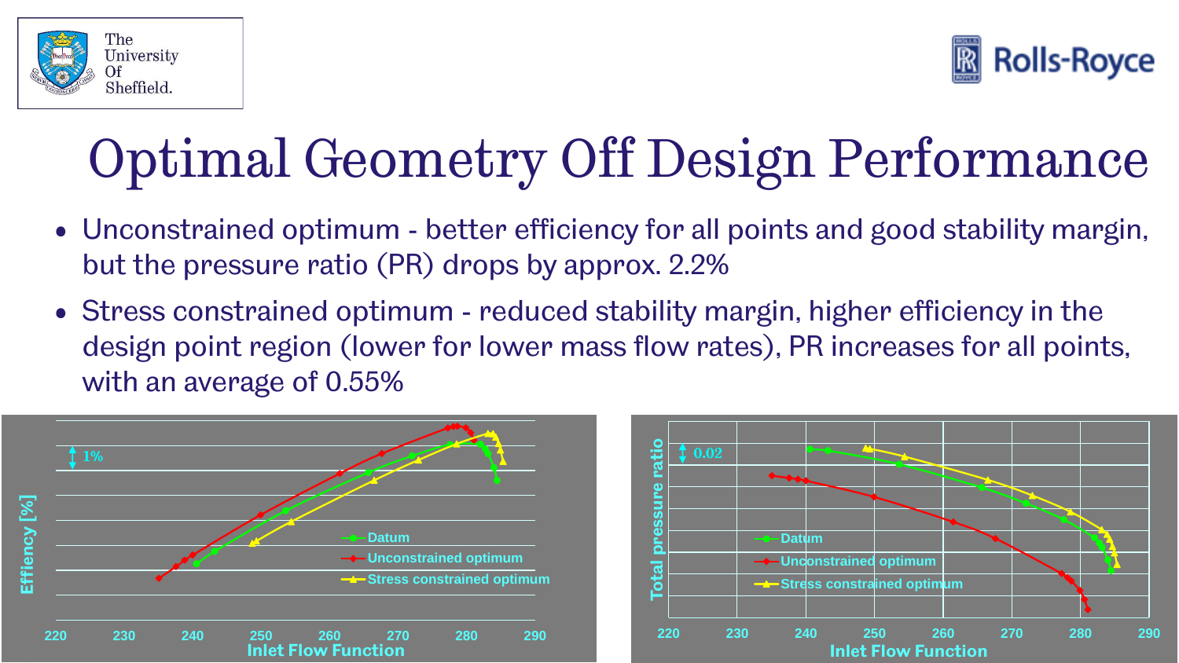# Optimal Geometry Off Design Performance

- Unconstrained optimum - better efficiency for all points and good stability margin, but the pressure ratio (PR) drops by approx. 2.2%
- Stress constrained optimum - reduced stability margin, higher efficiency in the design point region (lower for lower mass flow rates), PR increases for all points, with an average of 0.55%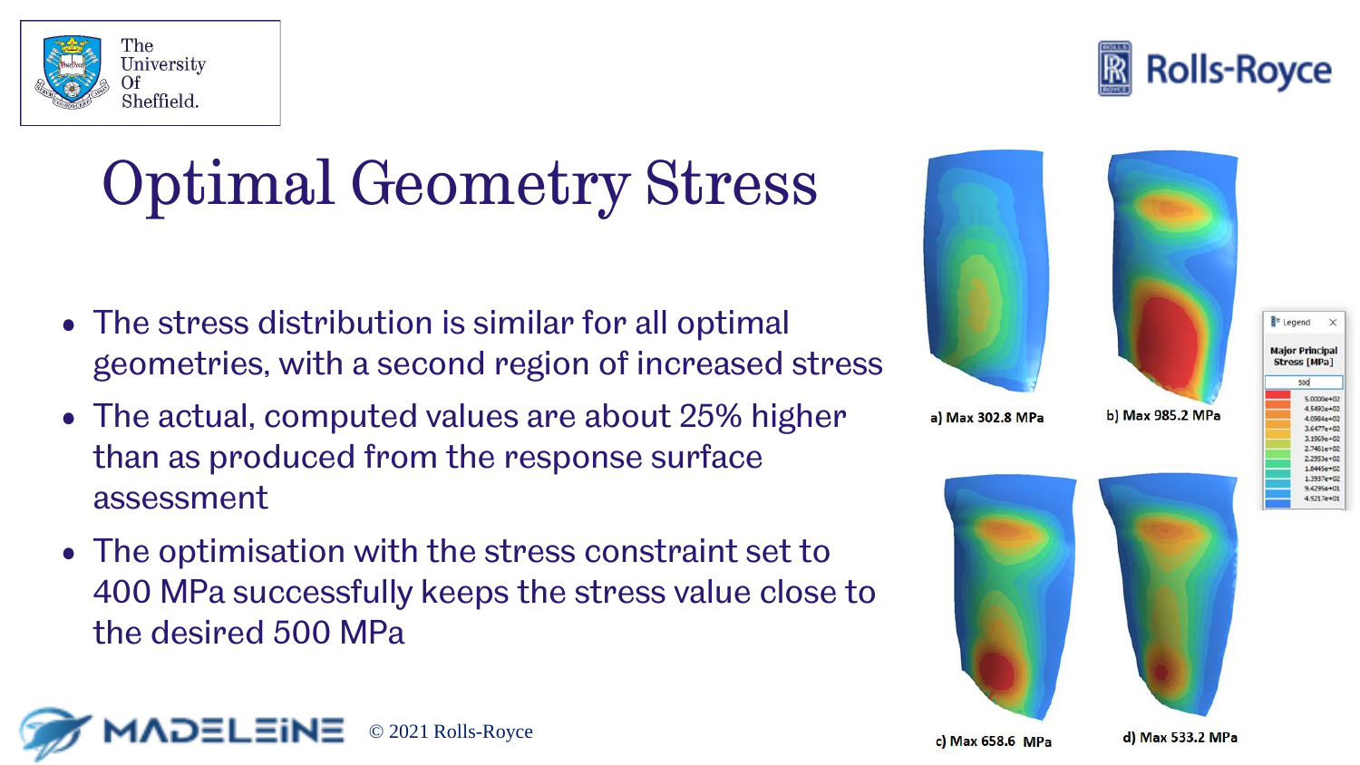# Optimal Geometry Stress

- The stress distribution is similar for all optimal geometries, with a second region of increased stress
- The actual, computed values are about 25% higher than as produced from the response surface assessment
- The optimisation with the stress constraint set to 400 MPa successfully keeps the stress value close to the desired 500 MPa

a) Max 302.8 MPa

b) Max 985.2 MPa

c) Max 658.6 MPa

d) Max 533.2 MPa

© 2021 Rolls-Royce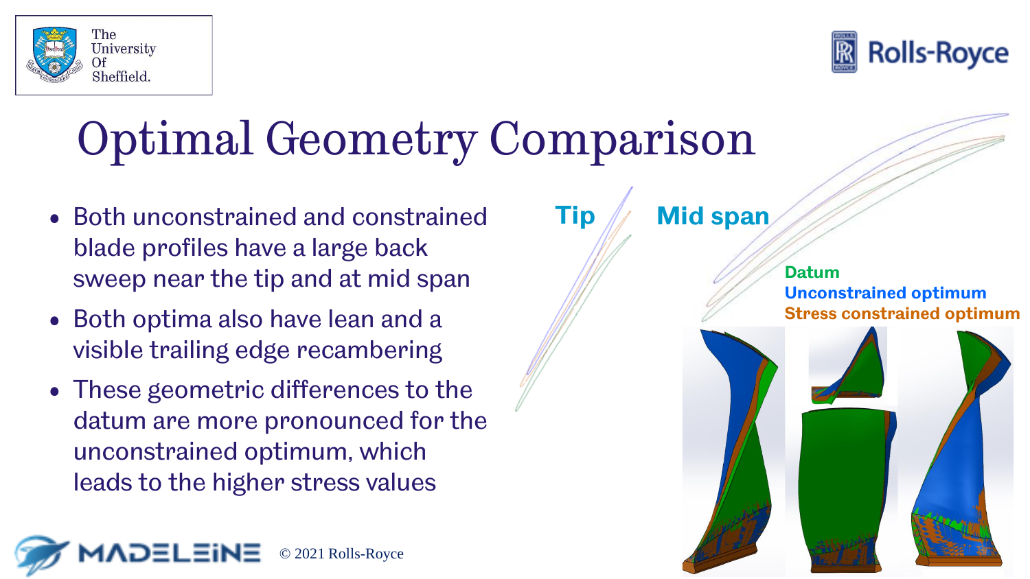# Optimal Geometry Comparison

- Both unconstrained and constrained blade profiles have a large back sweep near the tip and at mid span
- Both optima also have lean and a visible trailing edge recambering
- These geometric differences to the datum are more pronounced for the unconstrained optimum, which leads to the higher stress values

**Tip** **Mid span**

**Datum**
**Unconstrained optimum**
**Stress constrained optimum**

© 2021 Rolls-Royce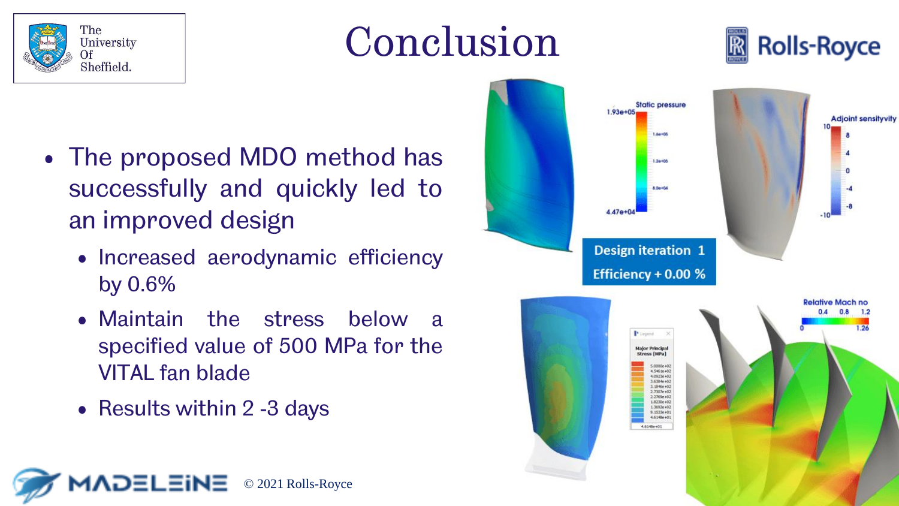# Conclusion

- The proposed MDO method has successfully and quickly led to an improved design
  - Increased aerodynamic efficiency by 0.6%
  - Maintain the stress below a specified value of 500 MPa for the VITAL fan blade
  - Results within 2 -3 days

© 2021 Rolls-Royce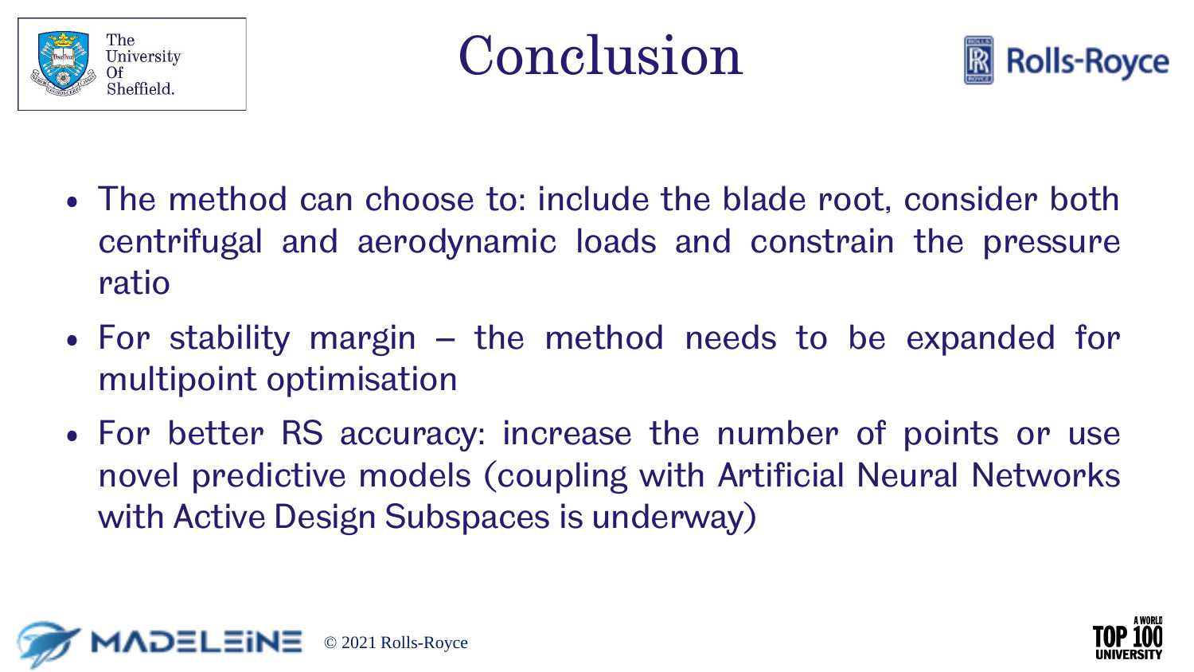# Conclusion

- The method can choose to: include the blade root, consider both centrifugal and aerodynamic loads and constrain the pressure ratio
- For stability margin – the method needs to be expanded for multipoint optimisation
- For better RS accuracy: increase the number of points or use novel predictive models (coupling with Artificial Neural Networks with Active Design Subspaces is underway)

© 2021 Rolls-Royce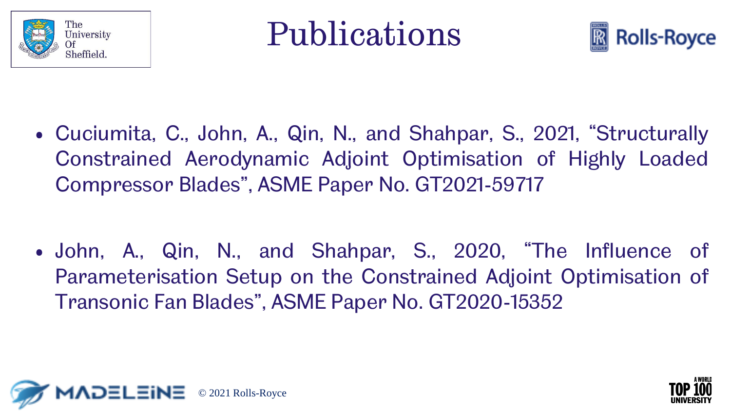# Publications

- Cuciumita, C., John, A., Qin, N., and Shahpar, S., 2021, “Structurally Constrained Aerodynamic Adjoint Optimisation of Highly Loaded Compressor Blades”, ASME Paper No. GT2021-59717

- John, A., Qin, N., and Shahpar, S., 2020, “The Influence of Parameterisation Setup on the Constrained Adjoint Optimisation of Transonic Fan Blades”, ASME Paper No. GT2020-15352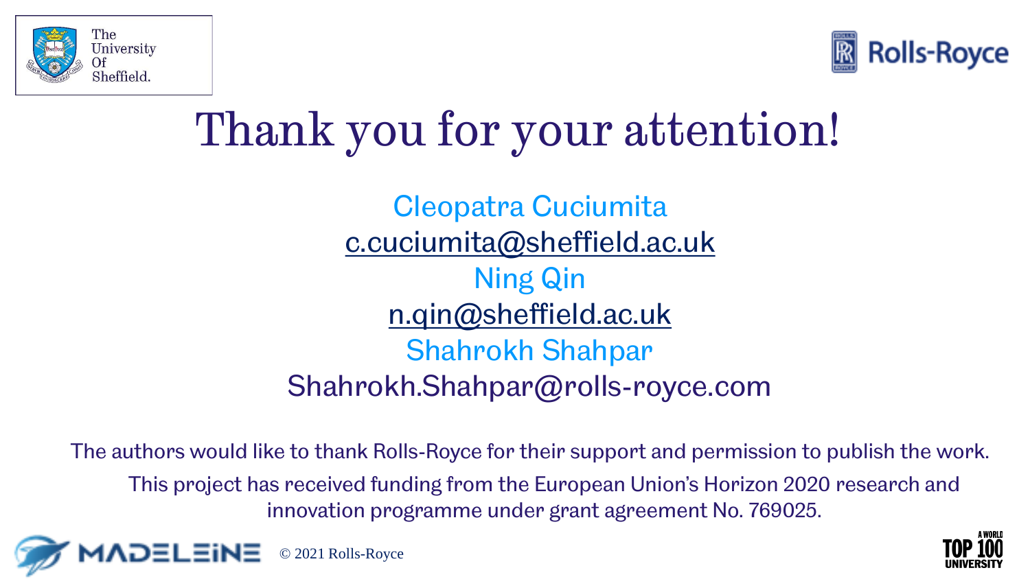# Thank you for your attention!

Cleopatra Cuciumita
c.cuciumita@sheffield.ac.uk
Ning Qin
n.qin@sheffield.ac.uk
Shahrokh Shahpar
Shahrokh.Shahpar@rolls-royce.com

The authors would like to thank Rolls-Royce for their support and permission to publish the work.

This project has received funding from the European Union's Horizon 2020 research and innovation programme under grant agreement No. 769025.

© 2021 Rolls-Royce